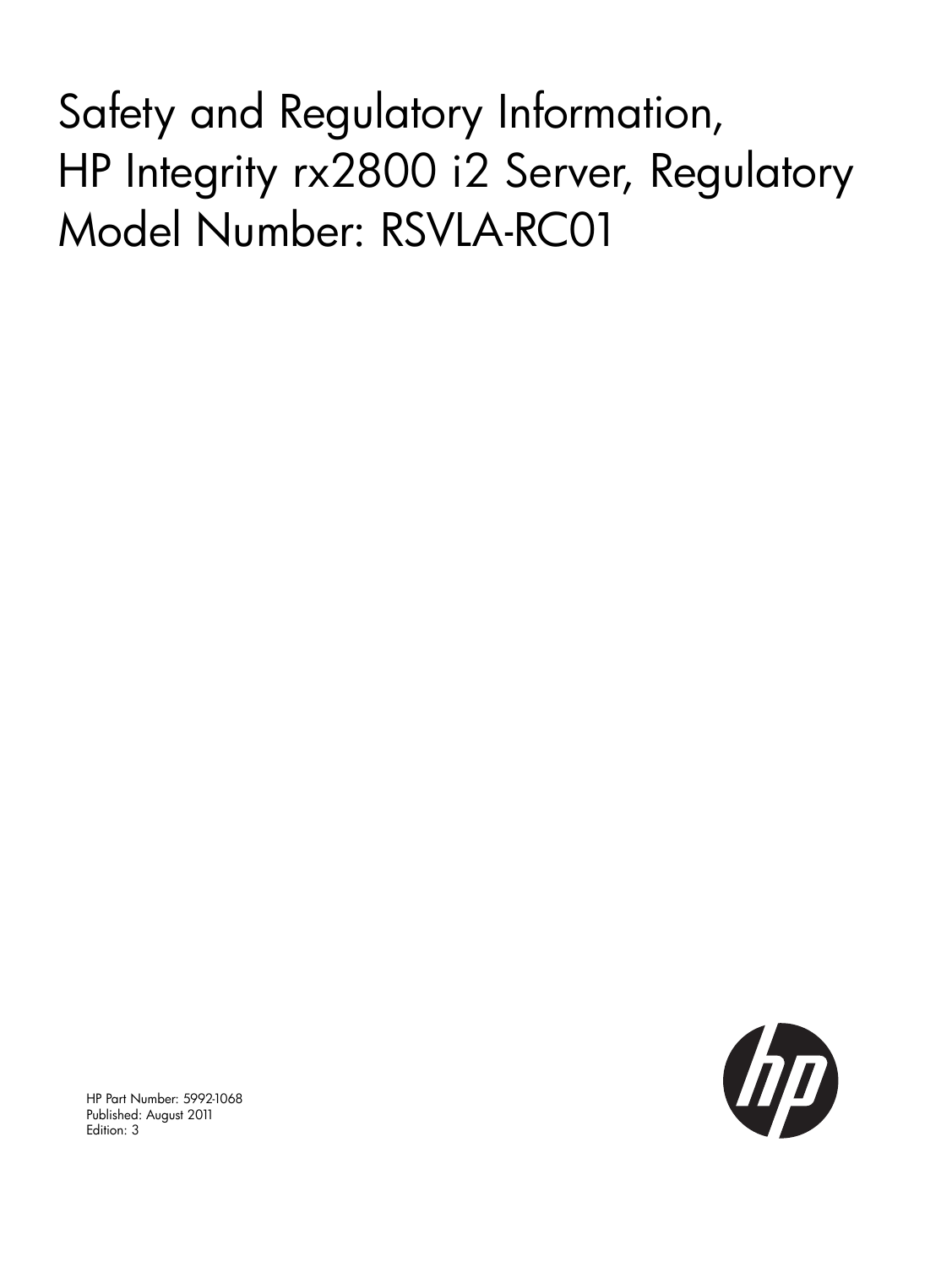# Safety and Regulatory Information, HP Integrity rx2800 i2 Server, Regulatory Model Number: RSVLA-RC01

HP Part Number: 5992-1068
Published: August 2011
Edition: 3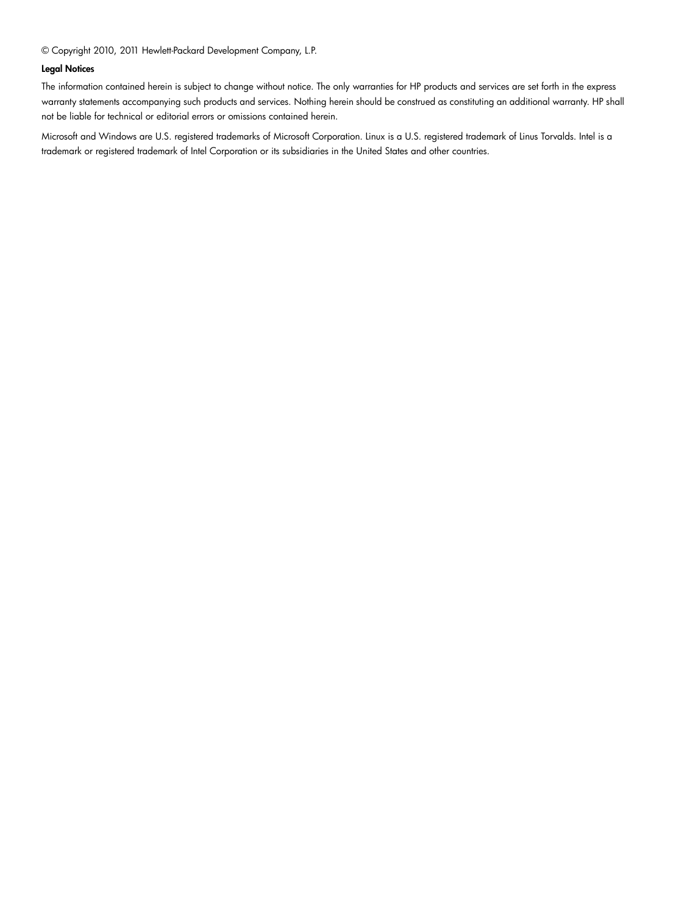© Copyright 2010, 2011 Hewlett-Packard Development Company, L.P.

**Legal Notices**

The information contained herein is subject to change without notice. The only warranties for HP products and services are set forth in the express warranty statements accompanying such products and services. Nothing herein should be construed as constituting an additional warranty. HP shall not be liable for technical or editorial errors or omissions contained herein.

Microsoft and Windows are U.S. registered trademarks of Microsoft Corporation. Linux is a U.S. registered trademark of Linus Torvalds. Intel is a trademark or registered trademark of Intel Corporation or its subsidiaries in the United States and other countries.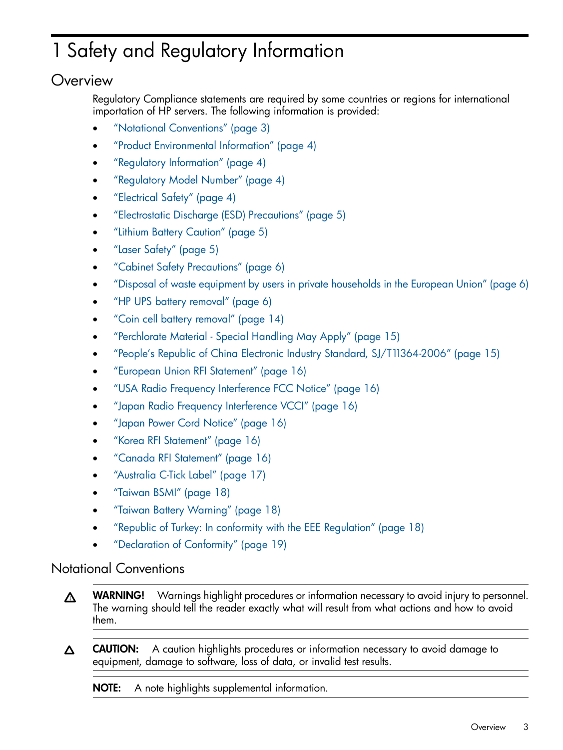# 1 Safety and Regulatory Information

## Overview

Regulatory Compliance statements are required by some countries or regions for international importation of HP servers. The following information is provided:

- “Notational Conventions” (page 3)
- “Product Environmental Information” (page 4)
- “Regulatory Information” (page 4)
- “Regulatory Model Number” (page 4)
- “Electrical Safety” (page 4)
- “Electrostatic Discharge (ESD) Precautions” (page 5)
- “Lithium Battery Caution” (page 5)
- “Laser Safety” (page 5)
- “Cabinet Safety Precautions” (page 6)
- “Disposal of waste equipment by users in private households in the European Union” (page 6)
- “HP UPS battery removal” (page 6)
- “Coin cell battery removal” (page 14)
- “Perchlorate Material - Special Handling May Apply” (page 15)
- “People’s Republic of China Electronic Industry Standard, SJ/T11364-2006” (page 15)
- “European Union RFI Statement” (page 16)
- “USA Radio Frequency Interference FCC Notice” (page 16)
- “Japan Radio Frequency Interference VCCI” (page 16)
- “Japan Power Cord Notice” (page 16)
- “Korea RFI Statement” (page 16)
- “Canada RFI Statement” (page 16)
- “Australia C-Tick Label” (page 17)
- “Taiwan BSMI” (page 18)
- “Taiwan Battery Warning” (page 18)
- “Republic of Turkey: In conformity with the EEE Regulation” (page 18)
- “Declaration of Conformity” (page 19)

## Notational Conventions

**WARNING!** Warnings highlight procedures or information necessary to avoid injury to personnel. The warning should tell the reader exactly what will result from what actions and how to avoid them.

**CAUTION:** A caution highlights procedures or information necessary to avoid damage to equipment, damage to software, loss of data, or invalid test results.

**NOTE:** A note highlights supplemental information.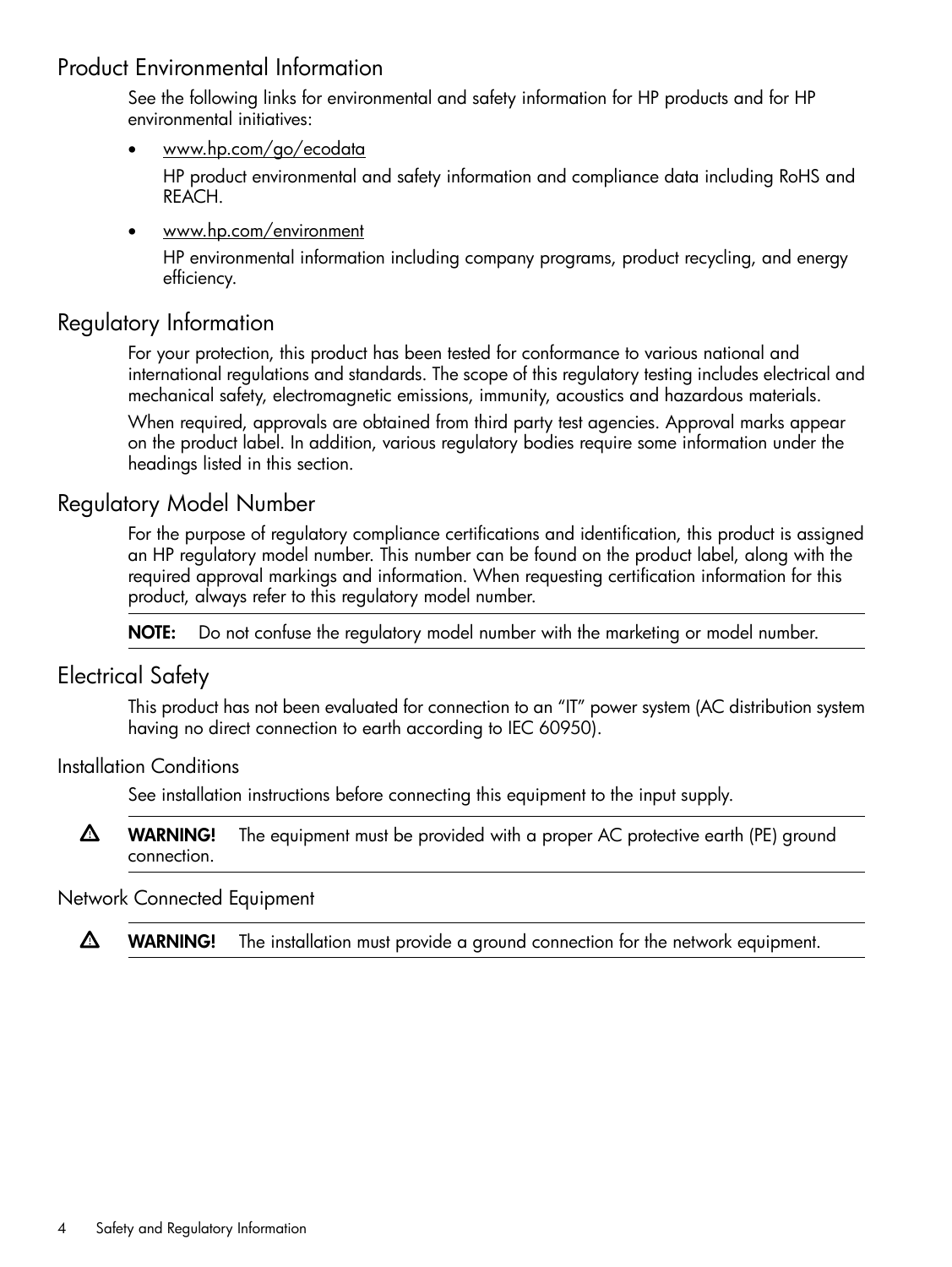## Product Environmental Information

See the following links for environmental and safety information for HP products and for HP environmental initiatives:

- www.hp.com/go/ecodata

  HP product environmental and safety information and compliance data including RoHS and REACH.

- www.hp.com/environment

  HP environmental information including company programs, product recycling, and energy efficiency.

## Regulatory Information

For your protection, this product has been tested for conformance to various national and international regulations and standards. The scope of this regulatory testing includes electrical and mechanical safety, electromagnetic emissions, immunity, acoustics and hazardous materials.

When required, approvals are obtained from third party test agencies. Approval marks appear on the product label. In addition, various regulatory bodies require some information under the headings listed in this section.

## Regulatory Model Number

For the purpose of regulatory compliance certifications and identification, this product is assigned an HP regulatory model number. This number can be found on the product label, along with the required approval markings and information. When requesting certification information for this product, always refer to this regulatory model number.

**NOTE:** Do not confuse the regulatory model number with the marketing or model number.

## Electrical Safety

This product has not been evaluated for connection to an “IT” power system (AC distribution system having no direct connection to earth according to IEC 60950).

### Installation Conditions

See installation instructions before connecting this equipment to the input supply.

⚠ **WARNING!** The equipment must be provided with a proper AC protective earth (PE) ground connection.

### Network Connected Equipment

⚠ **WARNING!** The installation must provide a ground connection for the network equipment.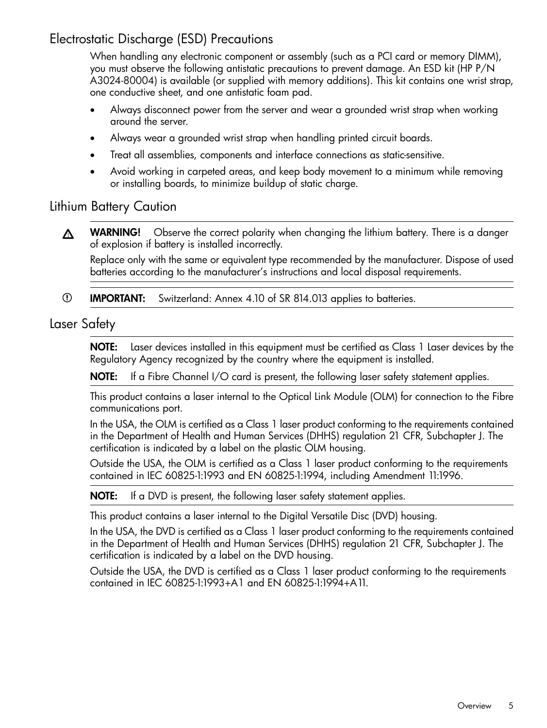## Electrostatic Discharge (ESD) Precautions

When handling any electronic component or assembly (such as a PCI card or memory DIMM), you must observe the following antistatic precautions to prevent damage. An ESD kit (HP P/N A3024-80004) is available (or supplied with memory additions). This kit contains one wrist strap, one conductive sheet, and one antistatic foam pad.

- Always disconnect power from the server and wear a grounded wrist strap when working around the server.
- Always wear a grounded wrist strap when handling printed circuit boards.
- Treat all assemblies, components and interface connections as static-sensitive.
- Avoid working in carpeted areas, and keep body movement to a minimum while removing or installing boards, to minimize buildup of static charge.

## Lithium Battery Caution

**WARNING!** Observe the correct polarity when changing the lithium battery. There is a danger of explosion if battery is installed incorrectly.

Replace only with the same or equivalent type recommended by the manufacturer. Dispose of used batteries according to the manufacturer's instructions and local disposal requirements.

**IMPORTANT:** Switzerland: Annex 4.10 of SR 814.013 applies to batteries.

## Laser Safety

**NOTE:** Laser devices installed in this equipment must be certified as Class 1 Laser devices by the Regulatory Agency recognized by the country where the equipment is installed.

**NOTE:** If a Fibre Channel I/O card is present, the following laser safety statement applies.

This product contains a laser internal to the Optical Link Module (OLM) for connection to the Fibre communications port.

In the USA, the OLM is certified as a Class 1 laser product conforming to the requirements contained in the Department of Health and Human Services (DHHS) regulation 21 CFR, Subchapter J. The certification is indicated by a label on the plastic OLM housing.

Outside the USA, the OLM is certified as a Class 1 laser product conforming to the requirements contained in IEC 60825-1:1993 and EN 60825-1:1994, including Amendment 11:1996.

**NOTE:** If a DVD is present, the following laser safety statement applies.

This product contains a laser internal to the Digital Versatile Disc (DVD) housing.

In the USA, the DVD is certified as a Class 1 laser product conforming to the requirements contained in the Department of Health and Human Services (DHHS) regulation 21 CFR, Subchapter J. The certification is indicated by a label on the DVD housing.

Outside the USA, the DVD is certified as a Class 1 laser product conforming to the requirements contained in IEC 60825-1:1993+A1 and EN 60825-1:1994+A11.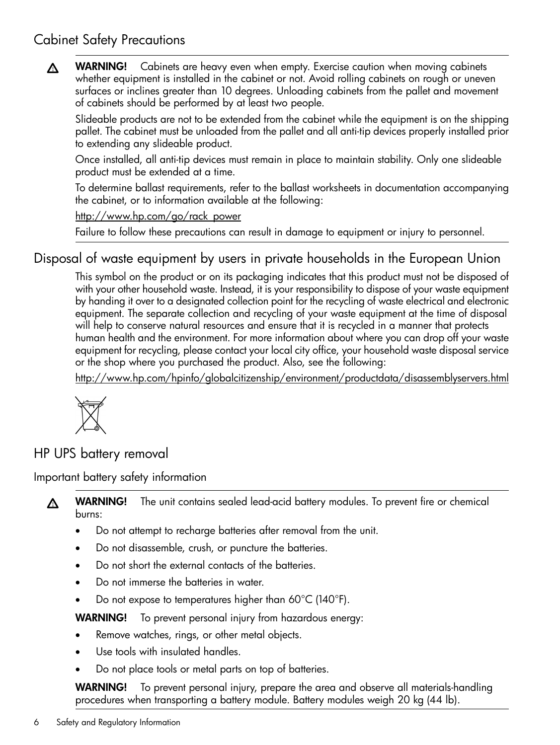## Cabinet Safety Precautions

**WARNING!** Cabinets are heavy even when empty. Exercise caution when moving cabinets whether equipment is installed in the cabinet or not. Avoid rolling cabinets on rough or uneven surfaces or inclines greater than 10 degrees. Unloading cabinets from the pallet and movement of cabinets should be performed by at least two people.

Slideable products are not to be extended from the cabinet while the equipment is on the shipping pallet. The cabinet must be unloaded from the pallet and all anti-tip devices properly installed prior to extending any slideable product.

Once installed, all anti-tip devices must remain in place to maintain stability. Only one slideable product must be extended at a time.

To determine ballast requirements, refer to the ballast worksheets in documentation accompanying the cabinet, or to information available at the following:

http://www.hp.com/go/rack_power

Failure to follow these precautions can result in damage to equipment or injury to personnel.

## Disposal of waste equipment by users in private households in the European Union

This symbol on the product or on its packaging indicates that this product must not be disposed of with your other household waste. Instead, it is your responsibility to dispose of your waste equipment by handing it over to a designated collection point for the recycling of waste electrical and electronic equipment. The separate collection and recycling of your waste equipment at the time of disposal will help to conserve natural resources and ensure that it is recycled in a manner that protects human health and the environment. For more information about where you can drop off your waste equipment for recycling, please contact your local city office, your household waste disposal service or the shop where you purchased the product. Also, see the following:

http://www.hp.com/hpinfo/globalcitizenship/environment/productdata/disassemblyservers.html

## HP UPS battery removal

### Important battery safety information

**WARNING!** The unit contains sealed lead-acid battery modules. To prevent fire or chemical burns:

- Do not attempt to recharge batteries after removal from the unit.
- Do not disassemble, crush, or puncture the batteries.
- Do not short the external contacts of the batteries.
- Do not immerse the batteries in water.
- Do not expose to temperatures higher than 60°C (140°F).

**WARNING!** To prevent personal injury from hazardous energy:

- Remove watches, rings, or other metal objects.
- Use tools with insulated handles.
- Do not place tools or metal parts on top of batteries.

**WARNING!** To prevent personal injury, prepare the area and observe all materials-handling procedures when transporting a battery module. Battery modules weigh 20 kg (44 lb).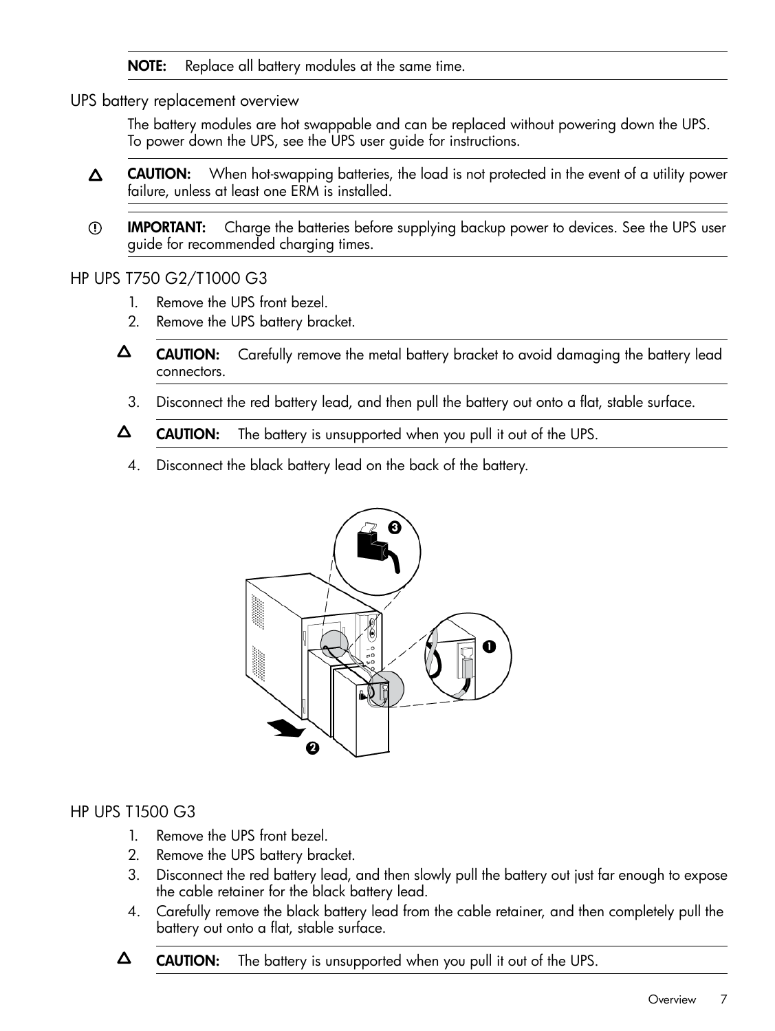**NOTE:** Replace all battery modules at the same time.

## UPS battery replacement overview

The battery modules are hot swappable and can be replaced without powering down the UPS. To power down the UPS, see the UPS user guide for instructions.

**CAUTION:** When hot-swapping batteries, the load is not protected in the event of a utility power failure, unless at least one ERM is installed.

**IMPORTANT:** Charge the batteries before supplying backup power to devices. See the UPS user guide for recommended charging times.

### HP UPS T750 G2/T1000 G3

1. Remove the UPS front bezel.
2. Remove the UPS battery bracket.

   **CAUTION:** Carefully remove the metal battery bracket to avoid damaging the battery lead connectors.

3. Disconnect the red battery lead, and then pull the battery out onto a flat, stable surface.

   **CAUTION:** The battery is unsupported when you pull it out of the UPS.

4. Disconnect the black battery lead on the back of the battery.

### HP UPS T1500 G3

1. Remove the UPS front bezel.
2. Remove the UPS battery bracket.
3. Disconnect the red battery lead, and then slowly pull the battery out just far enough to expose the cable retainer for the black battery lead.
4. Carefully remove the black battery lead from the cable retainer, and then completely pull the battery out onto a flat, stable surface.

   **CAUTION:** The battery is unsupported when you pull it out of the UPS.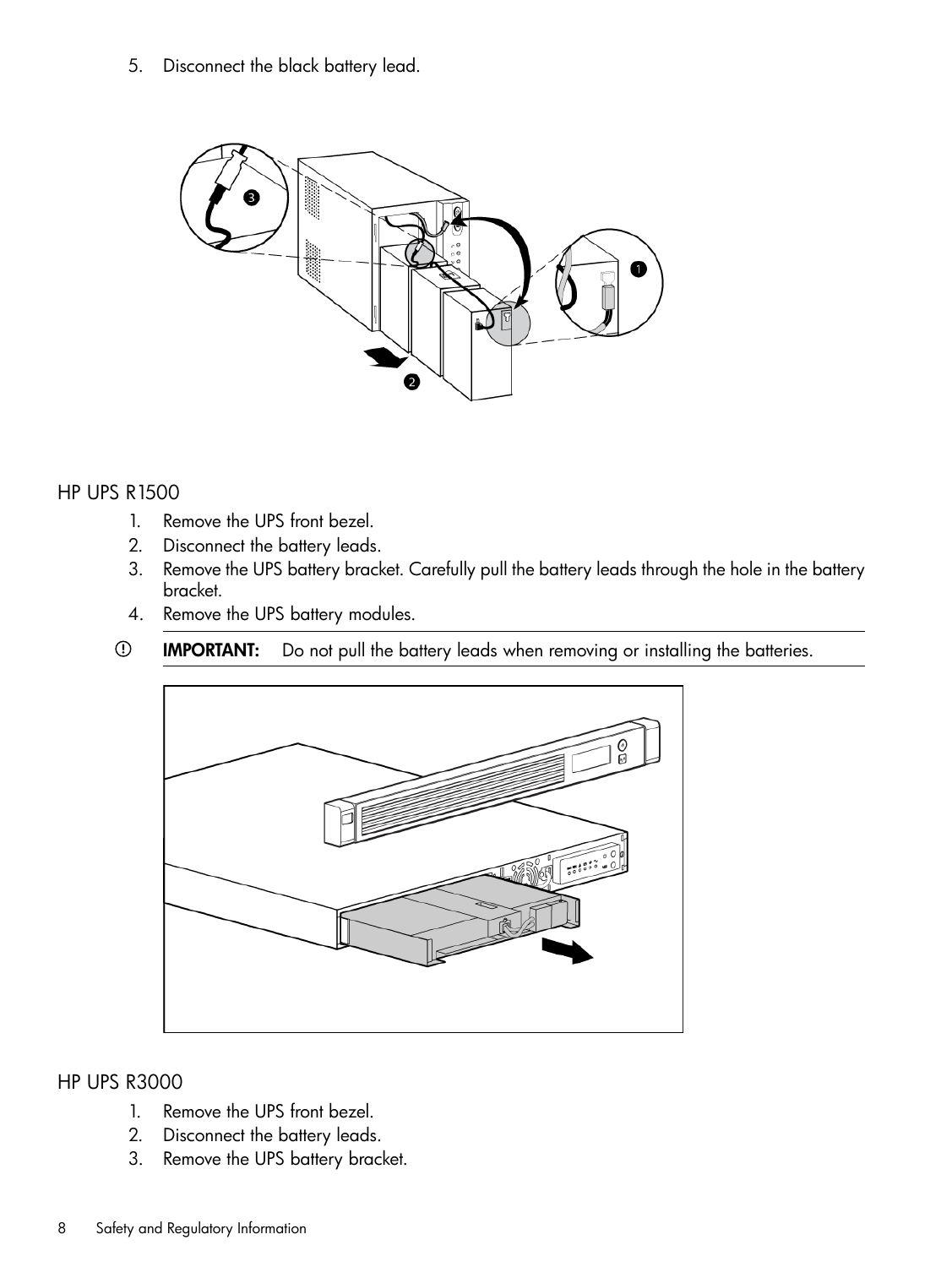5. Disconnect the black battery lead.

## HP UPS R1500

1. Remove the UPS front bezel.
2. Disconnect the battery leads.
3. Remove the UPS battery bracket. Carefully pull the battery leads through the hole in the battery bracket.
4. Remove the UPS battery modules.

> **IMPORTANT:** Do not pull the battery leads when removing or installing the batteries.

## HP UPS R3000

1. Remove the UPS front bezel.
2. Disconnect the battery leads.
3. Remove the UPS battery bracket.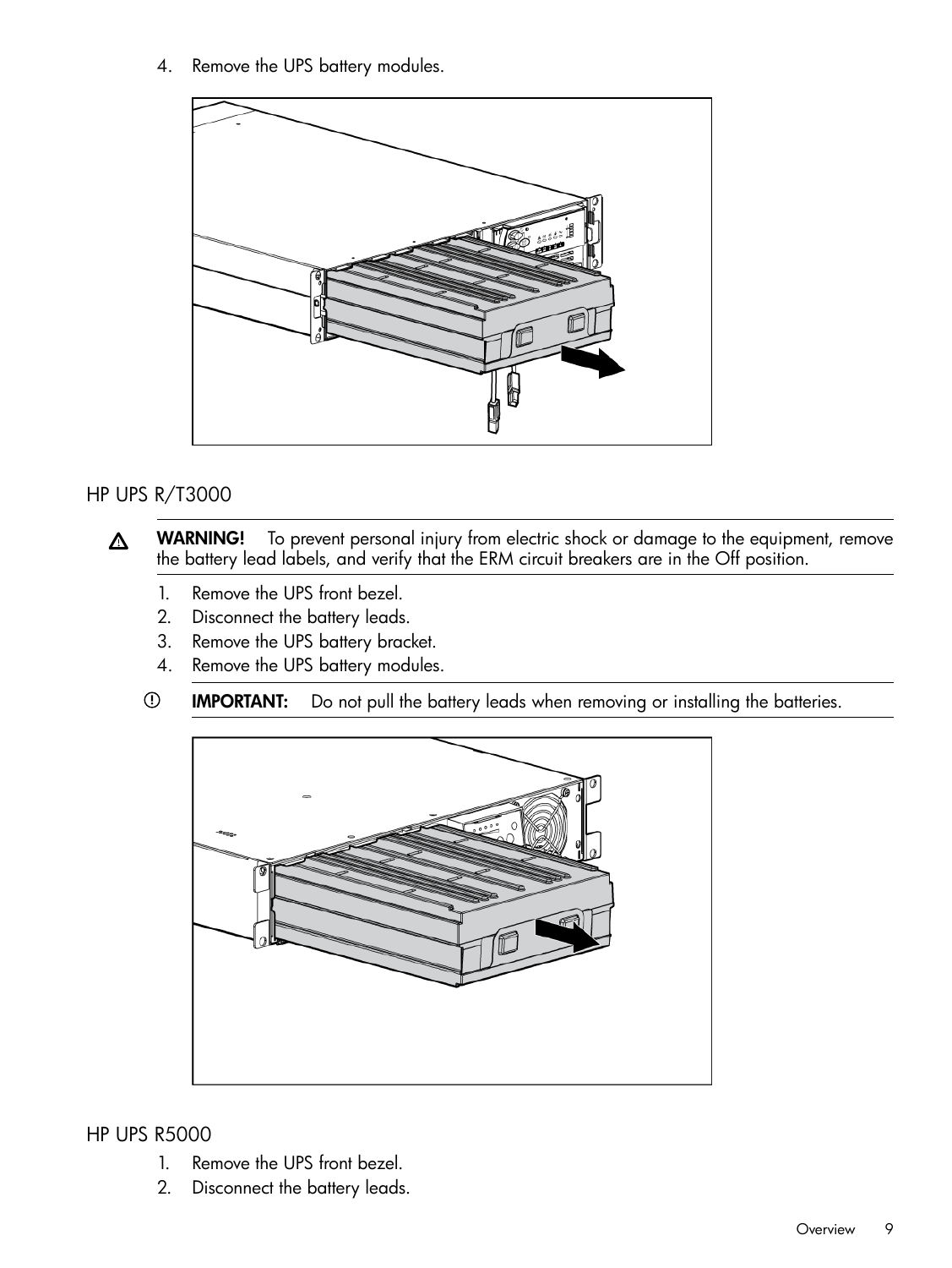4. Remove the UPS battery modules.

## HP UPS R/T3000

⚠ **WARNING!** To prevent personal injury from electric shock or damage to the equipment, remove the battery lead labels, and verify that the ERM circuit breakers are in the Off position.

1. Remove the UPS front bezel.
2. Disconnect the battery leads.
3. Remove the UPS battery bracket.
4. Remove the UPS battery modules.

**IMPORTANT:** Do not pull the battery leads when removing or installing the batteries.

## HP UPS R5000

1. Remove the UPS front bezel.
2. Disconnect the battery leads.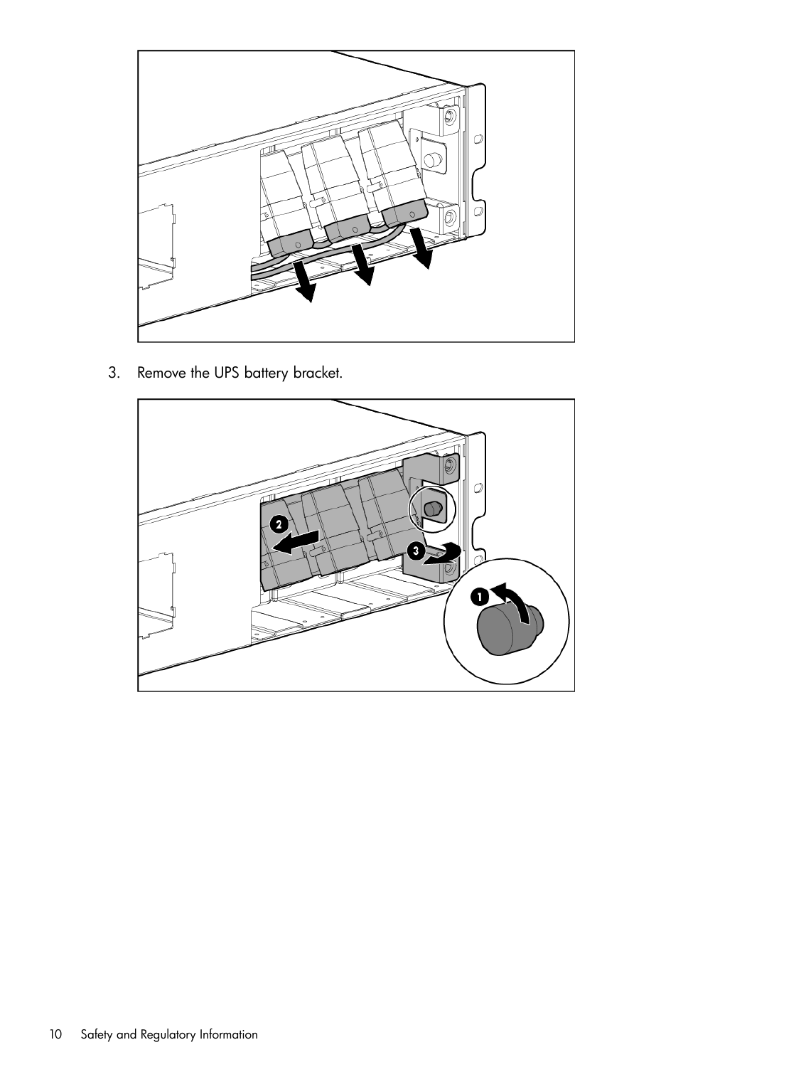3. Remove the UPS battery bracket.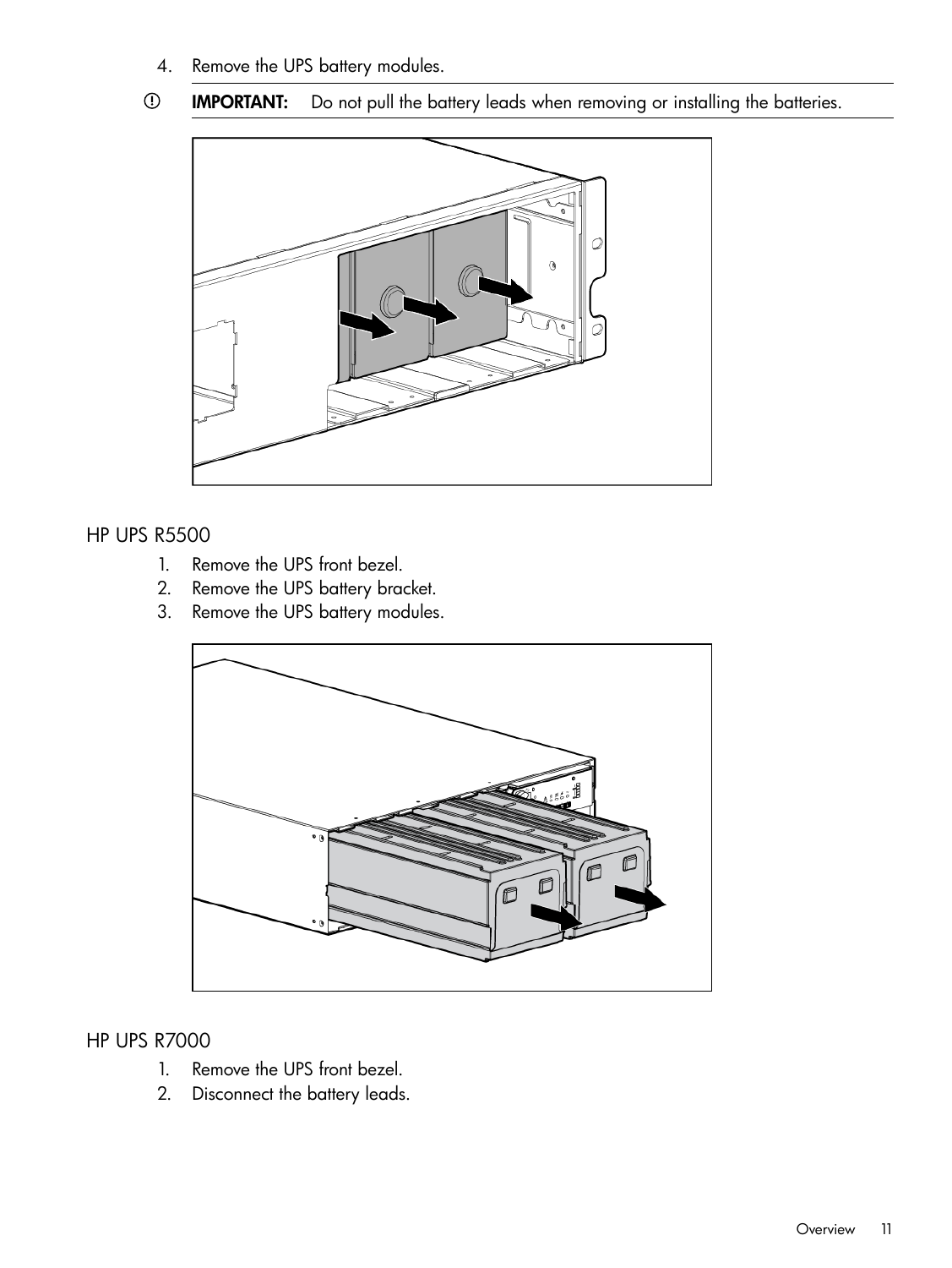4. Remove the UPS battery modules.

**IMPORTANT:** Do not pull the battery leads when removing or installing the batteries.

## HP UPS R5500

1. Remove the UPS front bezel.
2. Remove the UPS battery bracket.
3. Remove the UPS battery modules.

## HP UPS R7000

1. Remove the UPS front bezel.
2. Disconnect the battery leads.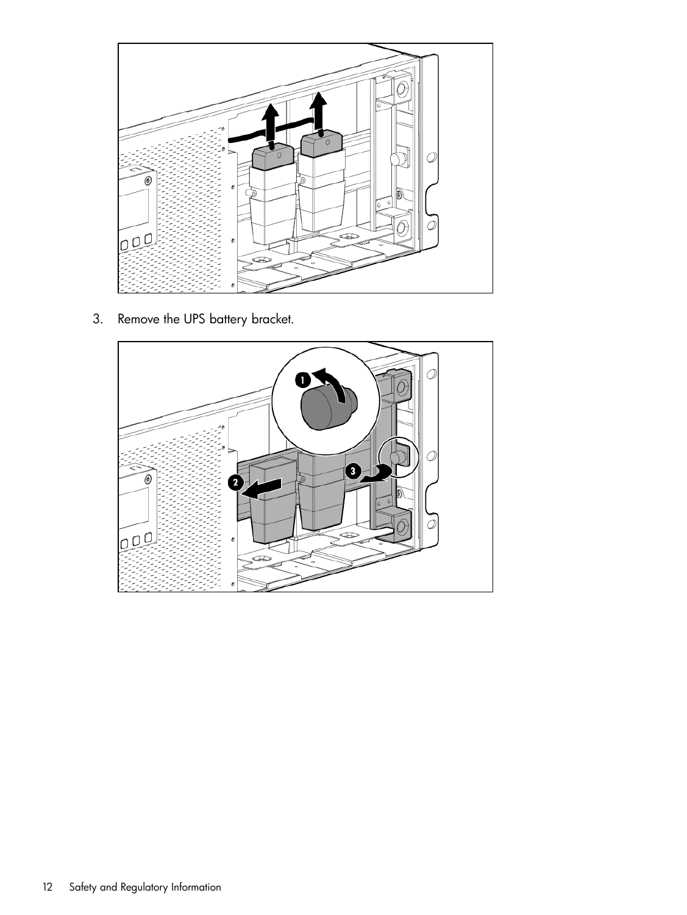3. Remove the UPS battery bracket.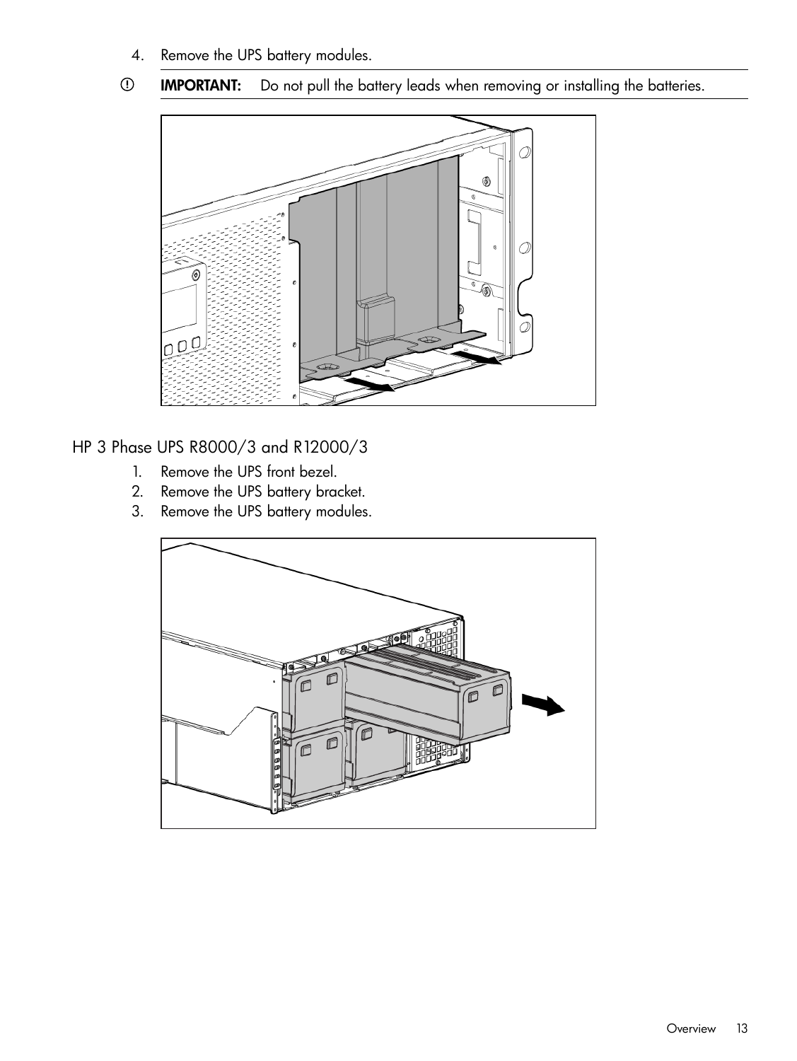4. Remove the UPS battery modules.

> **IMPORTANT:** Do not pull the battery leads when removing or installing the batteries.

## HP 3 Phase UPS R8000/3 and R12000/3

1. Remove the UPS front bezel.
2. Remove the UPS battery bracket.
3. Remove the UPS battery modules.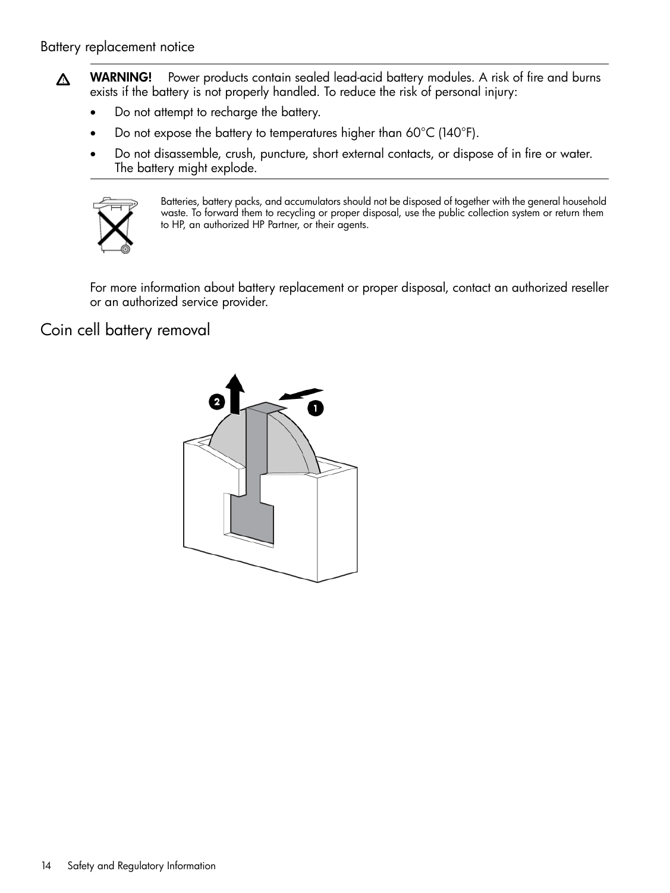## Battery replacement notice

> ⚠ **WARNING!** Power products contain sealed lead-acid battery modules. A risk of fire and burns exists if the battery is not properly handled. To reduce the risk of personal injury:
>
> - Do not attempt to recharge the battery.
> - Do not expose the battery to temperatures higher than 60°C (140°F).
> - Do not disassemble, crush, puncture, short external contacts, or dispose of in fire or water. The battery might explode.

Batteries, battery packs, and accumulators should not be disposed of together with the general household waste. To forward them to recycling or proper disposal, use the public collection system or return them to HP, an authorized HP Partner, or their agents.

For more information about battery replacement or proper disposal, contact an authorized reseller or an authorized service provider.

# Coin cell battery removal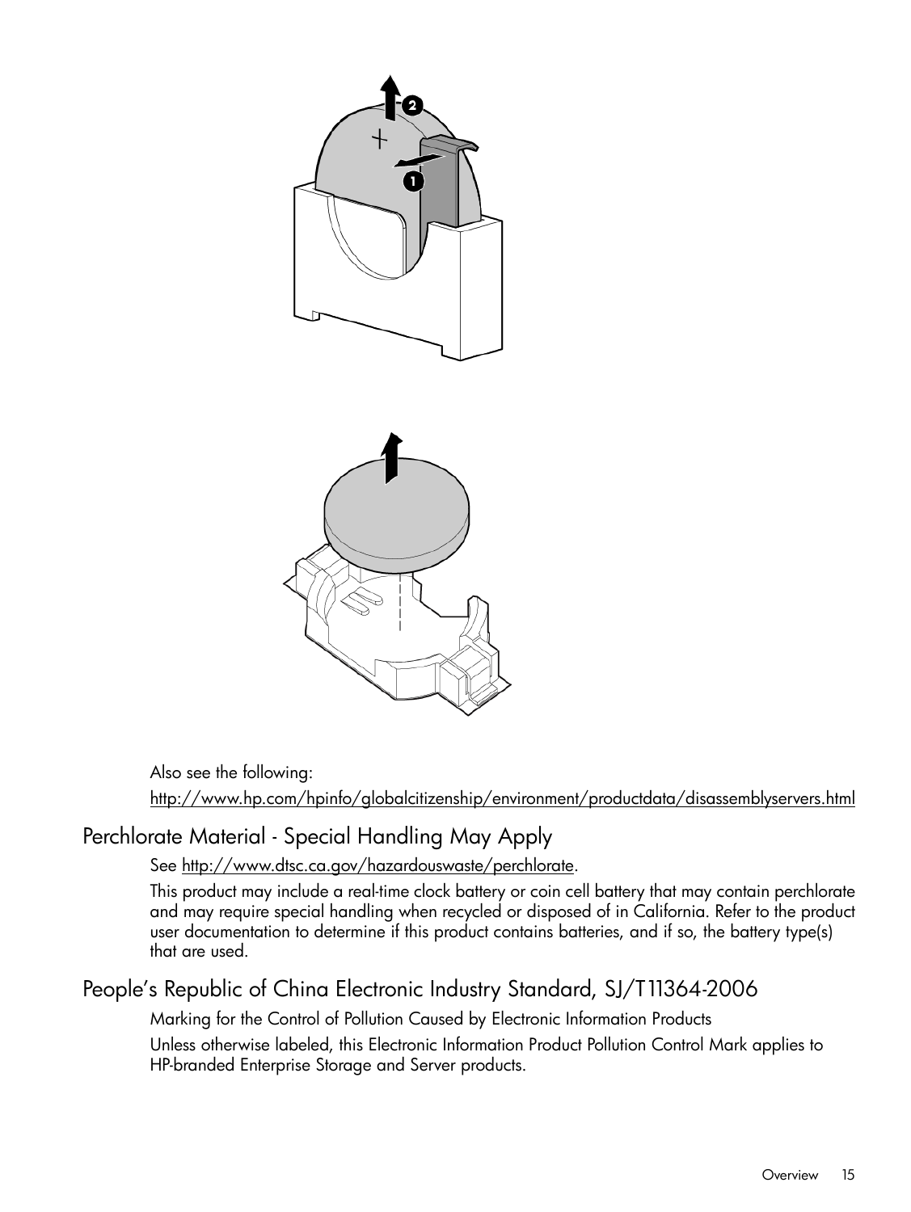Also see the following:

http://www.hp.com/hpinfo/globalcitizenship/environment/productdata/disassemblyservers.html

## Perchlorate Material - Special Handling May Apply

See http://www.dtsc.ca.gov/hazardouswaste/perchlorate.

This product may include a real-time clock battery or coin cell battery that may contain perchlorate and may require special handling when recycled or disposed of in California. Refer to the product user documentation to determine if this product contains batteries, and if so, the battery type(s) that are used.

## People’s Republic of China Electronic Industry Standard, SJ/T11364-2006

Marking for the Control of Pollution Caused by Electronic Information Products

Unless otherwise labeled, this Electronic Information Product Pollution Control Mark applies to HP-branded Enterprise Storage and Server products.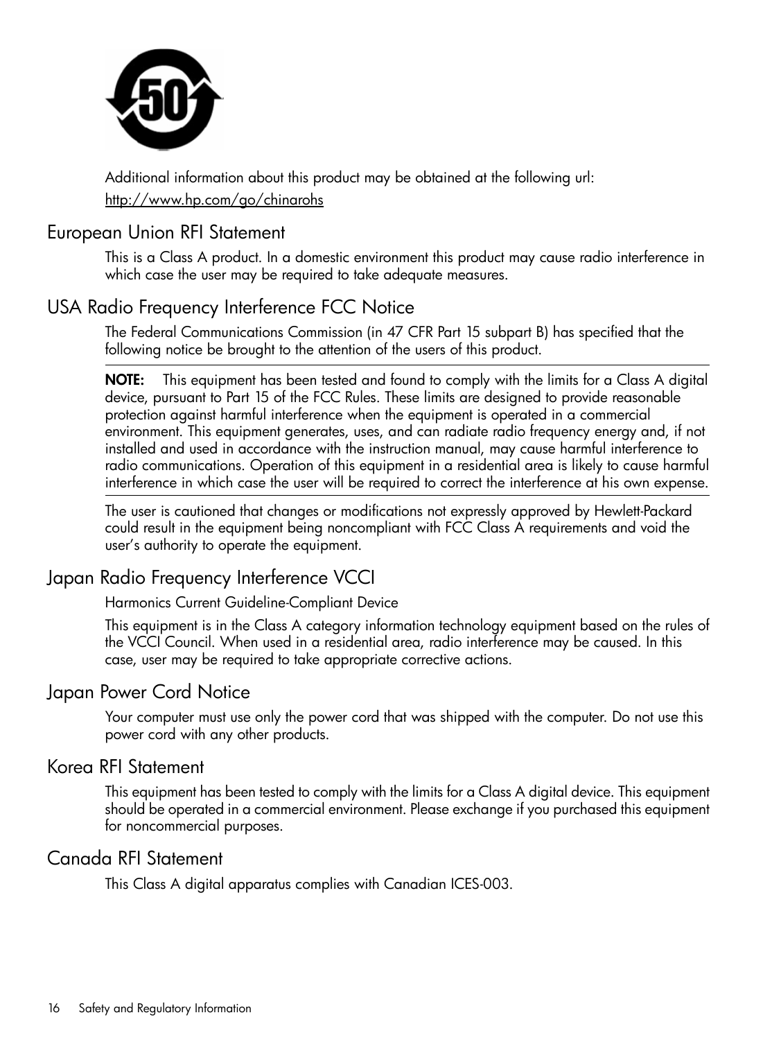Additional information about this product may be obtained at the following url:

http://www.hp.com/go/chinarohs

## European Union RFI Statement

This is a Class A product. In a domestic environment this product may cause radio interference in which case the user may be required to take adequate measures.

## USA Radio Frequency Interference FCC Notice

The Federal Communications Commission (in 47 CFR Part 15 subpart B) has specified that the following notice be brought to the attention of the users of this product.

**NOTE:** This equipment has been tested and found to comply with the limits for a Class A digital device, pursuant to Part 15 of the FCC Rules. These limits are designed to provide reasonable protection against harmful interference when the equipment is operated in a commercial environment. This equipment generates, uses, and can radiate radio frequency energy and, if not installed and used in accordance with the instruction manual, may cause harmful interference to radio communications. Operation of this equipment in a residential area is likely to cause harmful interference in which case the user will be required to correct the interference at his own expense.

The user is cautioned that changes or modifications not expressly approved by Hewlett-Packard could result in the equipment being noncompliant with FCC Class A requirements and void the user's authority to operate the equipment.

## Japan Radio Frequency Interference VCCI

Harmonics Current Guideline-Compliant Device

This equipment is in the Class A category information technology equipment based on the rules of the VCCI Council. When used in a residential area, radio interference may be caused. In this case, user may be required to take appropriate corrective actions.

## Japan Power Cord Notice

Your computer must use only the power cord that was shipped with the computer. Do not use this power cord with any other products.

## Korea RFI Statement

This equipment has been tested to comply with the limits for a Class A digital device. This equipment should be operated in a commercial environment. Please exchange if you purchased this equipment for noncommercial purposes.

## Canada RFI Statement

This Class A digital apparatus complies with Canadian ICES-003.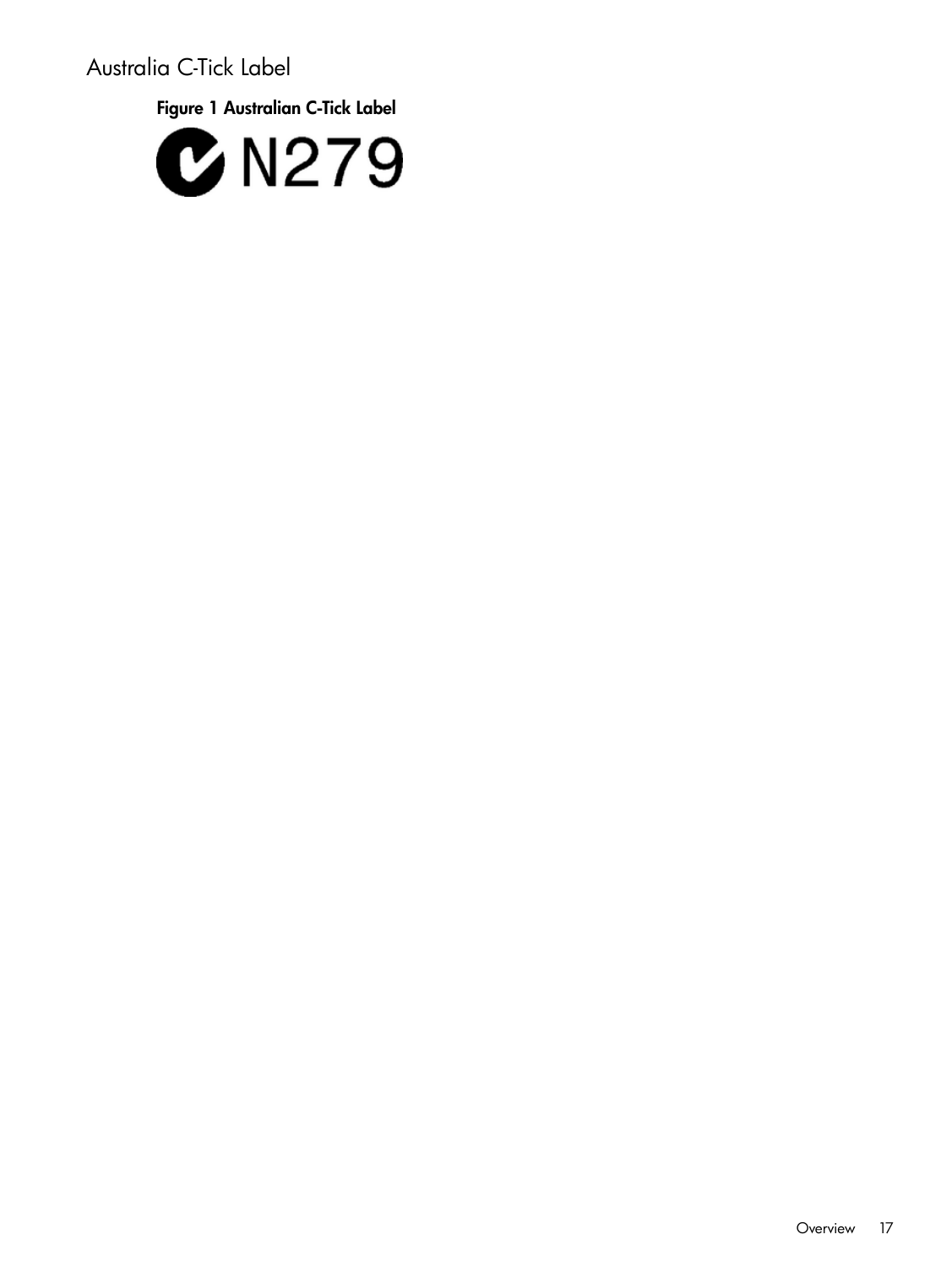## Australia C-Tick Label

**Figure 1 Australian C-Tick Label**

N279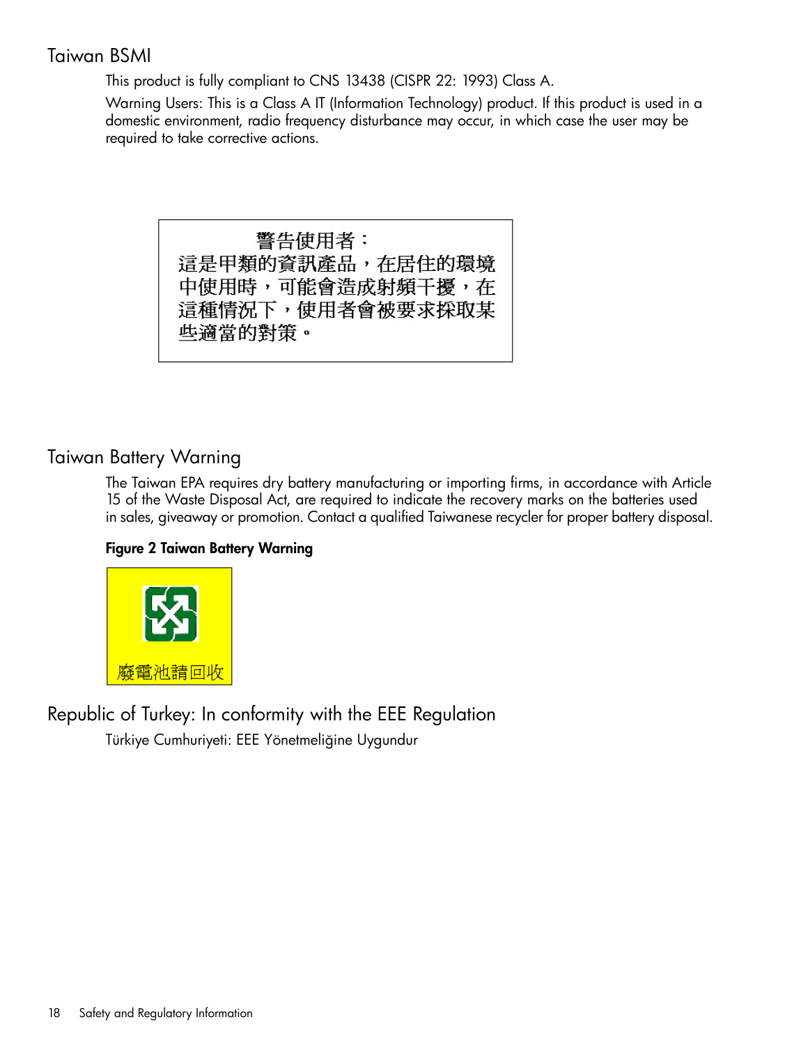## Taiwan BSMI

This product is fully compliant to CNS 13438 (CISPR 22: 1993) Class A.

Warning Users: This is a Class A IT (Information Technology) product. If this product is used in a domestic environment, radio frequency disturbance may occur, in which case the user may be required to take corrective actions.

警告使用者：
這是甲類的資訊產品，在居住的環境中使用時，可能會造成射頻干擾，在這種情況下，使用者會被要求採取某些適當的對策。

## Taiwan Battery Warning

The Taiwan EPA requires dry battery manufacturing or importing firms, in accordance with Article 15 of the Waste Disposal Act, are required to indicate the recovery marks on the batteries used in sales, giveaway or promotion. Contact a qualified Taiwanese recycler for proper battery disposal.

**Figure 2 Taiwan Battery Warning**

廢電池請回收

## Republic of Turkey: In conformity with the EEE Regulation

Türkiye Cumhuriyeti: EEE Yönetmeliğine Uygundur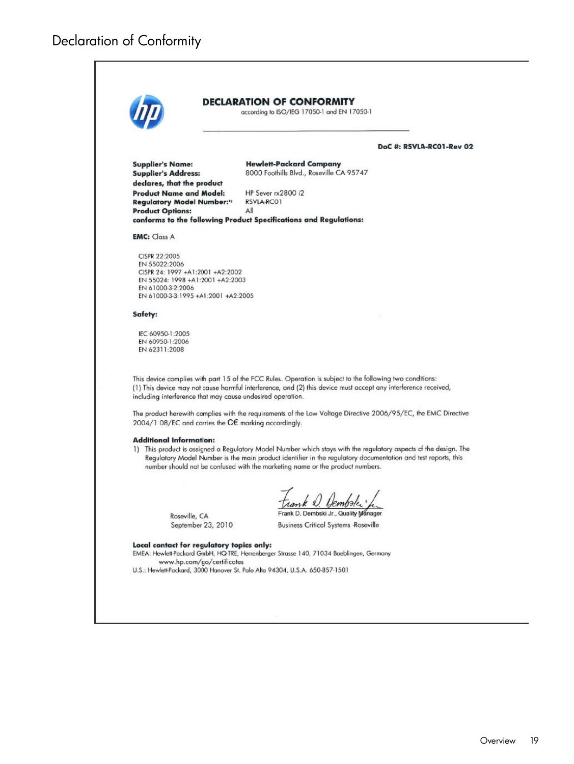# Declaration of Conformity

## DECLARATION OF CONFORMITY

according to ISO/IEG 17050-1 and EN 17050-1

**DoC #: RSVLA-RC01-Rev 02**

**Supplier's Name:** **Hewlett-Packard Company**
**Supplier's Address:** 8000 Foothills Blvd., Roseville CA 95747
**declares, that the product**
**Product Name and Model:** HP Sever rx2800 i2
**Regulatory Model Number:**[1] RSVLA-RC01
**Product Options:** All
**conforms to the following Product Specifications and Regulations:**

**EMC:** Class A

CISPR 22:2005
EN 55022:2006
CISPR 24: 1997 +A1:2001 +A2:2002
EN 55024: 1998 +A1:2001 +A2:2003
EN 61000-3-2:2006
EN 61000-3-3:1995 +A1:2001 +A2:2005

**Safety:**

IEC 60950-1:2005
EN 60950-1:2006
EN 62311:2008

This device complies with part 15 of the FCC Rules. Operation is subject to the following two conditions: (1) This device may not cause harmful interference, and (2) this device must accept any interference received, including interference that may cause undesired operation.

The product herewith complies with the requirements of the Low Voltage Directive 2006/95/EC, the EMC Directive 2004/1 08/EC and carries the CE marking accordingly.

**Additional Information:**

1) This product is assigned a Regulatory Model Number which stays with the regulatory aspects of the design. The Regulatory Model Number is the main product identifier in the regulatory documentation and test reports, this number should not be confused with the marketing name or the product numbers.

Roseville, CA
September 23, 2010

Frank D. Dembski Jr., Quality Manager
Business Critical Systems -Roseville

**Local contact for regulatory topics only:**
EMEA: Hewlett-Packard GmbH, HQ-TRE, Herrenberger Strasse 140, 71034 Boeblingen, Germany
www.hp.com/go/certificates
U.S.: Hewlett-Packard, 3000 Hanover St. Palo Alto 94304, U.S.A. 650-857-1501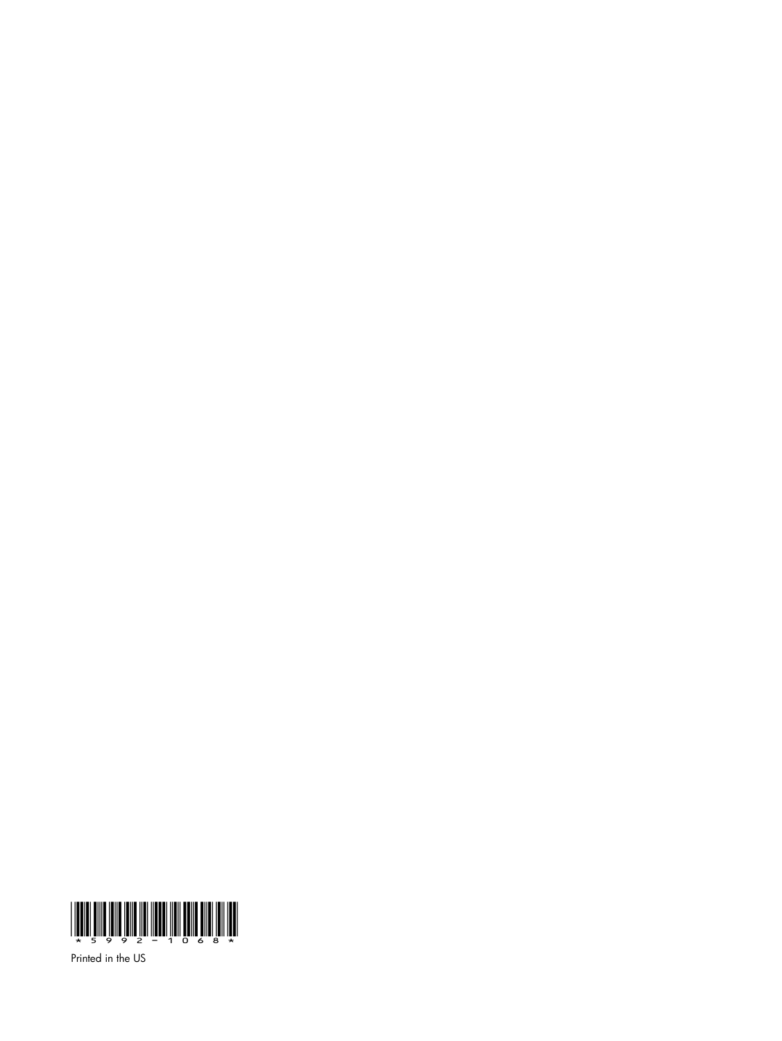*5992-1068*

Printed in the US